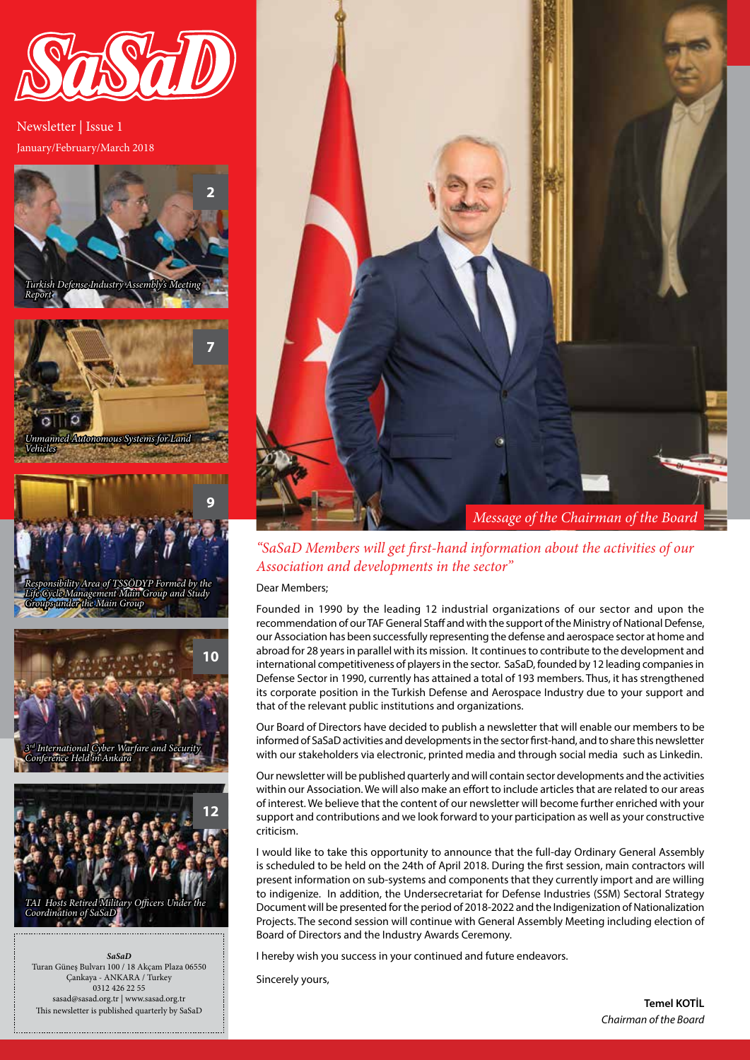# SaSaD

Newsletter | Issue 1

January/February/March 2018

- 2 — *Turkish Defense Industry Assembly's Meeting Report*
- 7 — *Unmanned Autonomous Systems for Land Vehicles*
- 9 — *Responsibility Area of TSSÖDYP Formed by the Life Cycle Management Main Group and Study Groups under the Main Group*
- 10 — *3rd International Cyber Warfare and Security Conference Held in Ankara*
- 12 — *TAI Hosts Retired Military Officers Under the Coordination of SaSaD*

***SaSaD***
Turan Güneş Bulvarı 100 / 18 Akçam Plaza 06550
Çankaya - ANKARA / Turkey
0312 426 22 55
sasad@sasad.org.tr | www.sasad.org.tr
This newsletter is published quarterly by SaSaD

## *Message of the Chairman of the Board*

*"SaSaD Members will get first-hand information about the activities of our Association and developments in the sector"*

Dear Members;

Founded in 1990 by the leading 12 industrial organizations of our sector and upon the recommendation of our TAF General Staff and with the support of the Ministry of National Defense, our Association has been successfully representing the defense and aerospace sector at home and abroad for 28 years in parallel with its mission. It continues to contribute to the development and international competitiveness of players in the sector. SaSaD, founded by 12 leading companies in Defense Sector in 1990, currently has attained a total of 193 members. Thus, it has strengthened its corporate position in the Turkish Defense and Aerospace Industry due to your support and that of the relevant public institutions and organizations.

Our Board of Directors have decided to publish a newsletter that will enable our members to be informed of SaSaD activities and developments in the sector first-hand, and to share this newsletter with our stakeholders via electronic, printed media and through social media such as Linkedin.

Our newsletter will be published quarterly and will contain sector developments and the activities within our Association. We will also make an effort to include articles that are related to our areas of interest. We believe that the content of our newsletter will become further enriched with your support and contributions and we look forward to your participation as well as your constructive criticism.

I would like to take this opportunity to announce that the full-day Ordinary General Assembly is scheduled to be held on the 24th of April 2018. During the first session, main contractors will present information on sub-systems and components that they currently import and are willing to indigenize. In addition, the Undersecretariat for Defense Industries (SSM) Sectoral Strategy Document will be presented for the period of 2018-2022 and the Indigenization of Nationalization Projects. The second session will continue with General Assembly Meeting including election of Board of Directors and the Industry Awards Ceremony.

I hereby wish you success in your continued and future endeavors.

Sincerely yours,

**Temel KOTİL**
*Chairman of the Board*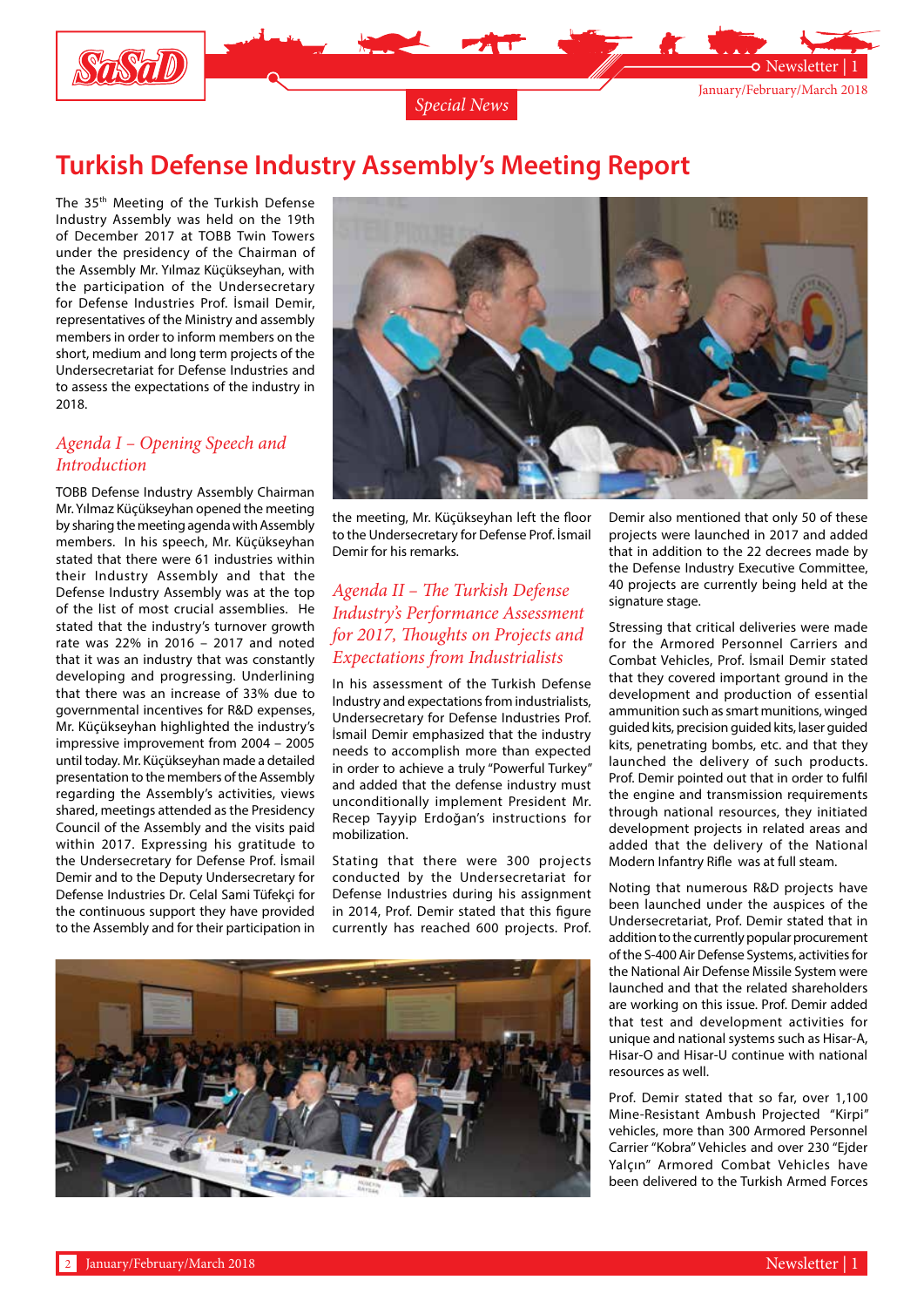Special News

# Turkish Defense Industry Assembly's Meeting Report

The 35th Meeting of the Turkish Defense Industry Assembly was held on the 19th of December 2017 at TOBB Twin Towers under the presidency of the Chairman of the Assembly Mr. Yılmaz Küçükseyhan, with the participation of the Undersecretary for Defense Industries Prof. İsmail Demir, representatives of the Ministry and assembly members in order to inform members on the short, medium and long term projects of the Undersecretariat for Defense Industries and to assess the expectations of the industry in 2018.

## *Agenda I – Opening Speech and Introduction*

TOBB Defense Industry Assembly Chairman Mr. Yılmaz Küçükseyhan opened the meeting by sharing the meeting agenda with Assembly members. In his speech, Mr. Küçükseyhan stated that there were 61 industries within their Industry Assembly and that the Defense Industry Assembly was at the top of the list of most crucial assemblies. He stated that the industry's turnover growth rate was 22% in 2016 – 2017 and noted that it was an industry that was constantly developing and progressing. Underlining that there was an increase of 33% due to governmental incentives for R&D expenses, Mr. Küçükseyhan highlighted the industry's impressive improvement from 2004 – 2005 until today. Mr. Küçükseyhan made a detailed presentation to the members of the Assembly regarding the Assembly's activities, views shared, meetings attended as the Presidency Council of the Assembly and the visits paid within 2017. Expressing his gratitude to the Undersecretary for Defense Prof. İsmail Demir and to the Deputy Undersecretary for Defense Industries Dr. Celal Sami Tüfekçi for the continuous support they have provided to the Assembly and for their participation in the meeting, Mr. Küçükseyhan left the floor to the Undersecretary for Defense Prof. İsmail Demir for his remarks.

## *Agenda II – The Turkish Defense Industry's Performance Assessment for 2017, Thoughts on Projects and Expectations from Industrialists*

In his assessment of the Turkish Defense Industry and expectations from industrialists, Undersecretary for Defense Industries Prof. İsmail Demir emphasized that the industry needs to accomplish more than expected in order to achieve a truly "Powerful Turkey" and added that the defense industry must unconditionally implement President Mr. Recep Tayyip Erdoğan's instructions for mobilization.

Stating that there were 300 projects conducted by the Undersecretariat for Defense Industries during his assignment in 2014, Prof. Demir stated that this figure currently has reached 600 projects. Prof. Demir also mentioned that only 50 of these projects were launched in 2017 and added that in addition to the 22 decrees made by the Defense Industry Executive Committee, 40 projects are currently being held at the signature stage.

Stressing that critical deliveries were made for the Armored Personnel Carriers and Combat Vehicles, Prof. İsmail Demir stated that they covered important ground in the development and production of essential ammunition such as smart munitions, winged guided kits, precision guided kits, laser guided kits, penetrating bombs, etc. and that they launched the delivery of such products. Prof. Demir pointed out that in order to fulfil the engine and transmission requirements through national resources, they initiated development projects in related areas and added that the delivery of the National Modern Infantry Rifle was at full steam.

Noting that numerous R&D projects have been launched under the auspices of the Undersecretariat, Prof. Demir stated that in addition to the currently popular procurement of the S-400 Air Defense Systems, activities for the National Air Defense Missile System were launched and that the related shareholders are working on this issue. Prof. Demir added that test and development activities for unique and national systems such as Hisar-A, Hisar-O and Hisar-U continue with national resources as well.

Prof. Demir stated that so far, over 1,100 Mine-Resistant Ambush Projected "Kirpi" vehicles, more than 300 Armored Personnel Carrier "Kobra" Vehicles and over 230 "Ejder Yalçın" Armored Combat Vehicles have been delivered to the Turkish Armed Forces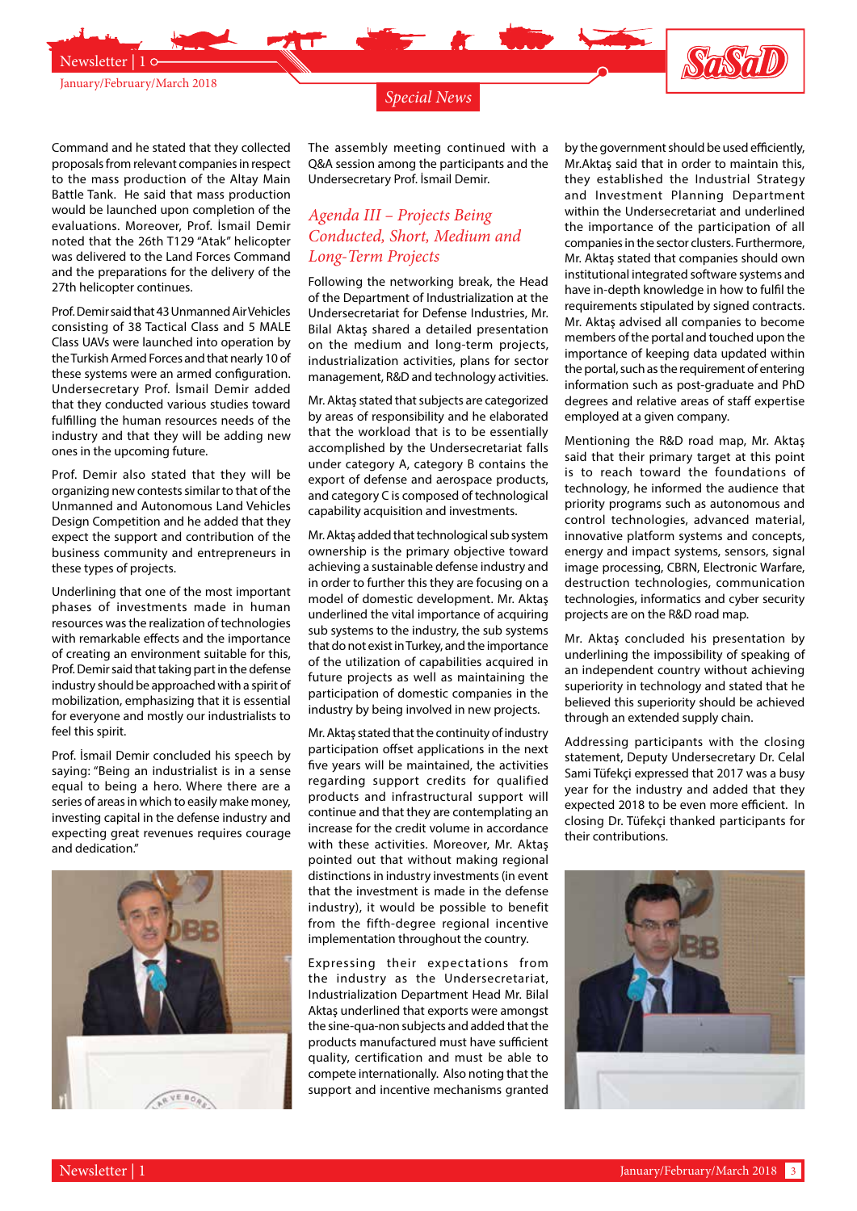Special News

Command and he stated that they collected proposals from relevant companies in respect to the mass production of the Altay Main Battle Tank. He said that mass production would be launched upon completion of the evaluations. Moreover, Prof. İsmail Demir noted that the 26th T129 "Atak" helicopter was delivered to the Land Forces Command and the preparations for the delivery of the 27th helicopter continues.

Prof. Demir said that 43 Unmanned Air Vehicles consisting of 38 Tactical Class and 5 MALE Class UAVs were launched into operation by the Turkish Armed Forces and that nearly 10 of these systems were an armed configuration. Undersecretary Prof. İsmail Demir added that they conducted various studies toward fulfilling the human resources needs of the industry and that they will be adding new ones in the upcoming future.

Prof. Demir also stated that they will be organizing new contests similar to that of the Unmanned and Autonomous Land Vehicles Design Competition and he added that they expect the support and contribution of the business community and entrepreneurs in these types of projects.

Underlining that one of the most important phases of investments made in human resources was the realization of technologies with remarkable effects and the importance of creating an environment suitable for this, Prof. Demir said that taking part in the defense industry should be approached with a spirit of mobilization, emphasizing that it is essential for everyone and mostly our industrialists to feel this spirit.

Prof. İsmail Demir concluded his speech by saying: "Being an industrialist is in a sense equal to being a hero. Where there are a series of areas in which to easily make money, investing capital in the defense industry and expecting great revenues requires courage and dedication."

The assembly meeting continued with a Q&A session among the participants and the Undersecretary Prof. İsmail Demir.

## *Agenda III – Projects Being Conducted, Short, Medium and Long-Term Projects*

Following the networking break, the Head of the Department of Industrialization at the Undersecretariat for Defense Industries, Mr. Bilal Aktaş shared a detailed presentation on the medium and long-term projects, industrialization activities, plans for sector management, R&D and technology activities.

Mr. Aktaş stated that subjects are categorized by areas of responsibility and he elaborated that the workload that is to be essentially accomplished by the Undersecretariat falls under category A, category B contains the export of defense and aerospace products, and category C is composed of technological capability acquisition and investments.

Mr. Aktaş added that technological sub system ownership is the primary objective toward achieving a sustainable defense industry and in order to further this they are focusing on a model of domestic development. Mr. Aktaş underlined the vital importance of acquiring sub systems to the industry, the sub systems that do not exist in Turkey, and the importance of the utilization of capabilities acquired in future projects as well as maintaining the participation of domestic companies in the industry by being involved in new projects.

Mr. Aktaş stated that the continuity of industry participation offset applications in the next five years will be maintained, the activities regarding support credits for qualified products and infrastructural support will continue and that they are contemplating an increase for the credit volume in accordance with these activities. Moreover, Mr. Aktaş pointed out that without making regional distinctions in industry investments (in event that the investment is made in the defense industry), it would be possible to benefit from the fifth-degree regional incentive implementation throughout the country.

Expressing their expectations from the industry as the Undersecretariat, Industrialization Department Head Mr. Bilal Aktaş underlined that exports were amongst the sine-qua-non subjects and added that the products manufactured must have sufficient quality, certification and must be able to compete internationally. Also noting that the support and incentive mechanisms granted by the government should be used efficiently, Mr.Aktaş said that in order to maintain this, they established the Industrial Strategy and Investment Planning Department within the Undersecretariat and underlined the importance of the participation of all companies in the sector clusters. Furthermore, Mr. Aktaş stated that companies should own institutional integrated software systems and have in-depth knowledge in how to fulfil the requirements stipulated by signed contracts. Mr. Aktaş advised all companies to become members of the portal and touched upon the importance of keeping data updated within the portal, such as the requirement of entering information such as post-graduate and PhD degrees and relative areas of staff expertise employed at a given company.

Mentioning the R&D road map, Mr. Aktaş said that their primary target at this point is to reach toward the foundations of technology, he informed the audience that priority programs such as autonomous and control technologies, advanced material, innovative platform systems and concepts, energy and impact systems, sensors, signal image processing, CBRN, Electronic Warfare, destruction technologies, communication technologies, informatics and cyber security projects are on the R&D road map.

Mr. Aktaş concluded his presentation by underlining the impossibility of speaking of an independent country without achieving superiority in technology and stated that he believed this superiority should be achieved through an extended supply chain.

Addressing participants with the closing statement, Deputy Undersecretary Dr. Celal Sami Tüfekçi expressed that 2017 was a busy year for the industry and added that they expected 2018 to be even more efficient. In closing Dr. Tüfekçi thanked participants for their contributions.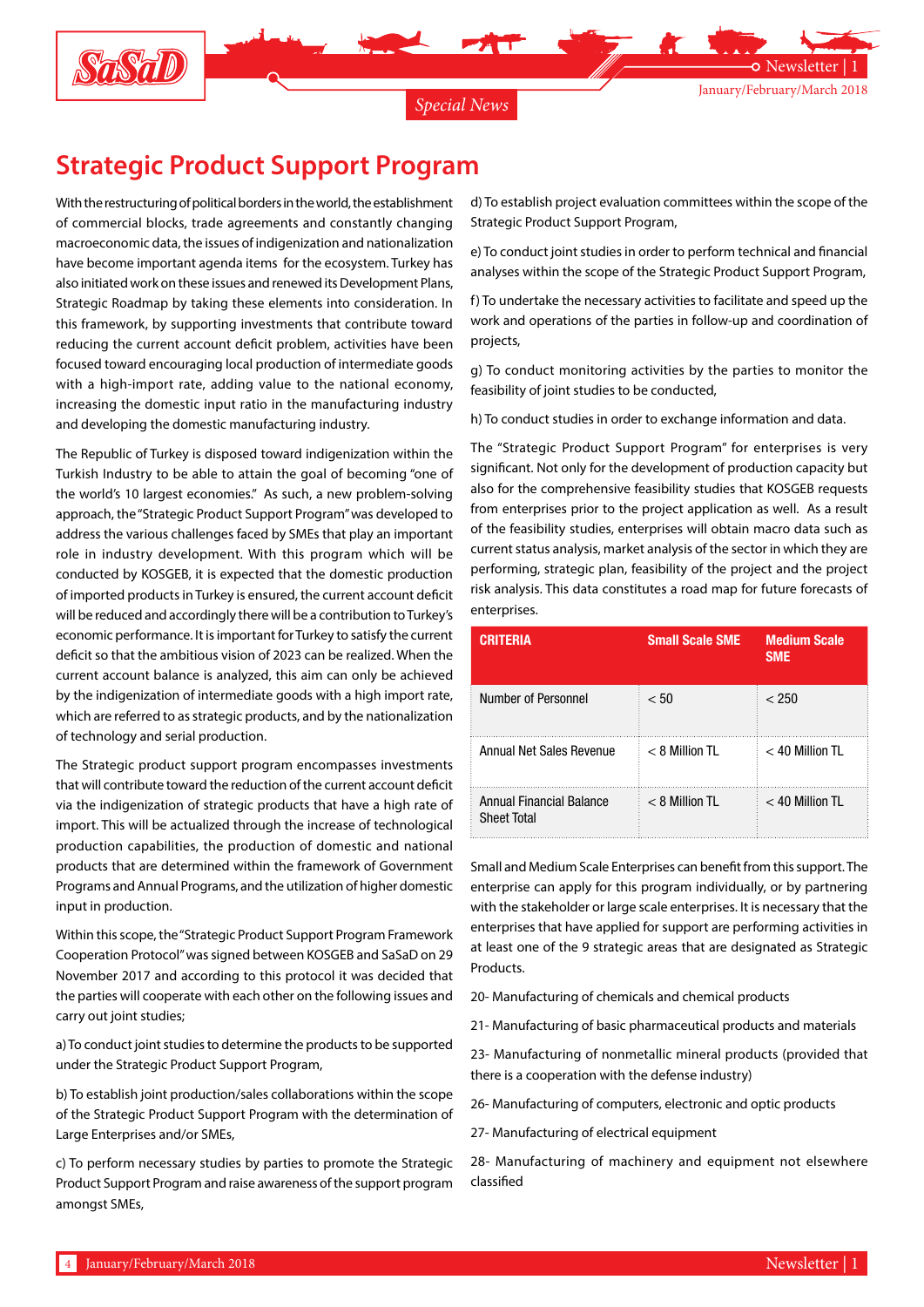Special News

# Strategic Product Support Program

With the restructuring of political borders in the world, the establishment of commercial blocks, trade agreements and constantly changing macroeconomic data, the issues of indigenization and nationalization have become important agenda items for the ecosystem. Turkey has also initiated work on these issues and renewed its Development Plans, Strategic Roadmap by taking these elements into consideration. In this framework, by supporting investments that contribute toward reducing the current account deficit problem, activities have been focused toward encouraging local production of intermediate goods with a high-import rate, adding value to the national economy, increasing the domestic input ratio in the manufacturing industry and developing the domestic manufacturing industry.

The Republic of Turkey is disposed toward indigenization within the Turkish Industry to be able to attain the goal of becoming "one of the world's 10 largest economies." As such, a new problem-solving approach, the "Strategic Product Support Program" was developed to address the various challenges faced by SMEs that play an important role in industry development. With this program which will be conducted by KOSGEB, it is expected that the domestic production of imported products in Turkey is ensured, the current account deficit will be reduced and accordingly there will be a contribution to Turkey's economic performance. It is important for Turkey to satisfy the current deficit so that the ambitious vision of 2023 can be realized. When the current account balance is analyzed, this aim can only be achieved by the indigenization of intermediate goods with a high import rate, which are referred to as strategic products, and by the nationalization of technology and serial production.

The Strategic product support program encompasses investments that will contribute toward the reduction of the current account deficit via the indigenization of strategic products that have a high rate of import. This will be actualized through the increase of technological production capabilities, the production of domestic and national products that are determined within the framework of Government Programs and Annual Programs, and the utilization of higher domestic input in production.

Within this scope, the "Strategic Product Support Program Framework Cooperation Protocol" was signed between KOSGEB and SaSaD on 29 November 2017 and according to this protocol it was decided that the parties will cooperate with each other on the following issues and carry out joint studies;

a) To conduct joint studies to determine the products to be supported under the Strategic Product Support Program,

b) To establish joint production/sales collaborations within the scope of the Strategic Product Support Program with the determination of Large Enterprises and/or SMEs,

c) To perform necessary studies by parties to promote the Strategic Product Support Program and raise awareness of the support program amongst SMEs,

d) To establish project evaluation committees within the scope of the Strategic Product Support Program,

e) To conduct joint studies in order to perform technical and financial analyses within the scope of the Strategic Product Support Program,

f) To undertake the necessary activities to facilitate and speed up the work and operations of the parties in follow-up and coordination of projects,

g) To conduct monitoring activities by the parties to monitor the feasibility of joint studies to be conducted,

h) To conduct studies in order to exchange information and data.

The "Strategic Product Support Program" for enterprises is very significant. Not only for the development of production capacity but also for the comprehensive feasibility studies that KOSGEB requests from enterprises prior to the project application as well. As a result of the feasibility studies, enterprises will obtain macro data such as current status analysis, market analysis of the sector in which they are performing, strategic plan, feasibility of the project and the project risk analysis. This data constitutes a road map for future forecasts of enterprises.

| CRITERIA | Small Scale SME | Medium Scale SME |
|---|---|---|
| Number of Personnel | < 50 | < 250 |
| Annual Net Sales Revenue | < 8 Million TL | < 40 Million TL |
| Annual Financial Balance Sheet Total | < 8 Million TL | < 40 Million TL |

Small and Medium Scale Enterprises can benefit from this support. The enterprise can apply for this program individually, or by partnering with the stakeholder or large scale enterprises. It is necessary that the enterprises that have applied for support are performing activities in at least one of the 9 strategic areas that are designated as Strategic Products.

20- Manufacturing of chemicals and chemical products

21- Manufacturing of basic pharmaceutical products and materials

23- Manufacturing of nonmetallic mineral products (provided that there is a cooperation with the defense industry)

26- Manufacturing of computers, electronic and optic products

27- Manufacturing of electrical equipment

28- Manufacturing of machinery and equipment not elsewhere classified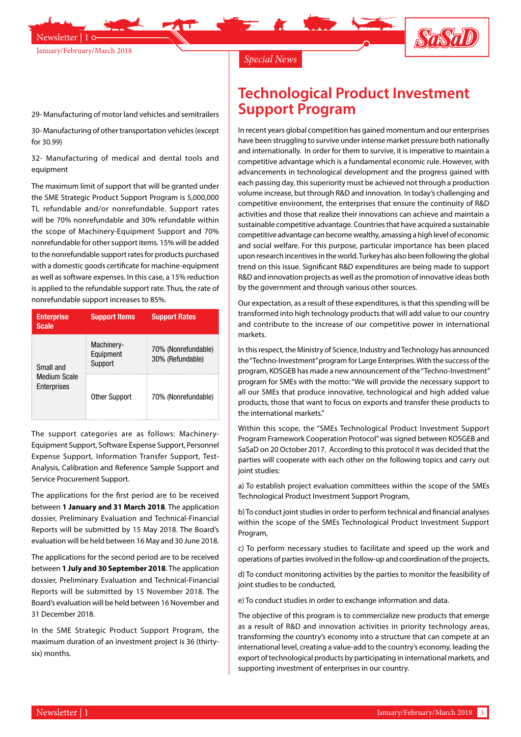29- Manufacturing of motor land vehicles and semitrailers

30- Manufacturing of other transportation vehicles (except for 30.99)

32- Manufacturing of medical and dental tools and equipment

The maximum limit of support that will be granted under the SME Strategic Product Support Program is 5,000,000 TL refundable and/or nonrefundable. Support rates will be 70% nonrefundable and 30% refundable within the scope of Machinery-Equipment Support and 70% nonrefundable for other support items. 15% will be added to the nonrefundable support rates for products purchased with a domestic goods certificate for machine-equipment as well as software expenses. In this case, a 15% reduction is applied to the refundable support rate. Thus, the rate of nonrefundable support increases to 85%.

| Enterprise Scale | Support Items | Support Rates |
|---|---|---|
| Small and Medium Scale Enterprises | Machinery-Equipment Support | 70% (Nonrefundable) 30% (Refundable) |
| | Other Support | 70% (Nonrefundable) |

The support categories are as follows: Machinery-Equipment Support, Software Expense Support, Personnel Expense Support, Information Transfer Support, Test-Analysis, Calibration and Reference Sample Support and Service Procurement Support.

The applications for the first period are to be received between **1 January and 31 March 2018**. The application dossier, Preliminary Evaluation and Technical-Financial Reports will be submitted by 15 May 2018. The Board's evaluation will be held between 16 May and 30 June 2018.

The applications for the second period are to be received between **1 July and 30 September 2018**. The application dossier, Preliminary Evaluation and Technical-Financial Reports will be submitted by 15 November 2018. The Board's evaluation will be held between 16 November and 31 December 2018.

In the SME Strategic Product Support Program, the maximum duration of an investment project is 36 (thirty-six) months.

*Special News*

# Technological Product Investment Support Program

In recent years global competition has gained momentum and our enterprises have been struggling to survive under intense market pressure both nationally and internationally. In order for them to survive, it is imperative to maintain a competitive advantage which is a fundamental economic rule. However, with advancements in technological development and the progress gained with each passing day, this superiority must be achieved not through a production volume increase, but through R&D and innovation. In today's challenging and competitive environment, the enterprises that ensure the continuity of R&D activities and those that realize their innovations can achieve and maintain a sustainable competitive advantage. Countries that have acquired a sustainable competitive advantage can become wealthy, amassing a high level of economic and social welfare. For this purpose, particular importance has been placed upon research incentives in the world. Turkey has also been following the global trend on this issue. Significant R&D expenditures are being made to support R&D and innovation projects as well as the promotion of innovative ideas both by the government and through various other sources.

Our expectation, as a result of these expenditures, is that this spending will be transformed into high technology products that will add value to our country and contribute to the increase of our competitive power in international markets.

In this respect, the Ministry of Science, Industry and Technology has announced the "Techno-Investment" program for Large Enterprises. With the success of the program, KOSGEB has made a new announcement of the "Techno-Investment" program for SMEs with the motto: "We will provide the necessary support to all our SMEs that produce innovative, technological and high added value products, those that want to focus on exports and transfer these products to the international markets."

Within this scope, the "SMEs Technological Product Investment Support Program Framework Cooperation Protocol" was signed between KOSGEB and SaSaD on 20 October 2017. According to this protocol it was decided that the parties will cooperate with each other on the following topics and carry out joint studies:

a) To establish project evaluation committees within the scope of the SMEs Technological Product Investment Support Program,

b) To conduct joint studies in order to perform technical and financial analyses within the scope of the SMEs Technological Product Investment Support Program,

c) To perform necessary studies to facilitate and speed up the work and operations of parties involved in the follow-up and coordination of the projects,

d) To conduct monitoring activities by the parties to monitor the feasibility of joint studies to be conducted,

e) To conduct studies in order to exchange information and data.

The objective of this program is to commercialize new products that emerge as a result of R&D and innovation activities in priority technology areas, transforming the country's economy into a structure that can compete at an international level, creating a value-add to the country's economy, leading the export of technological products by participating in international markets, and supporting investment of enterprises in our country.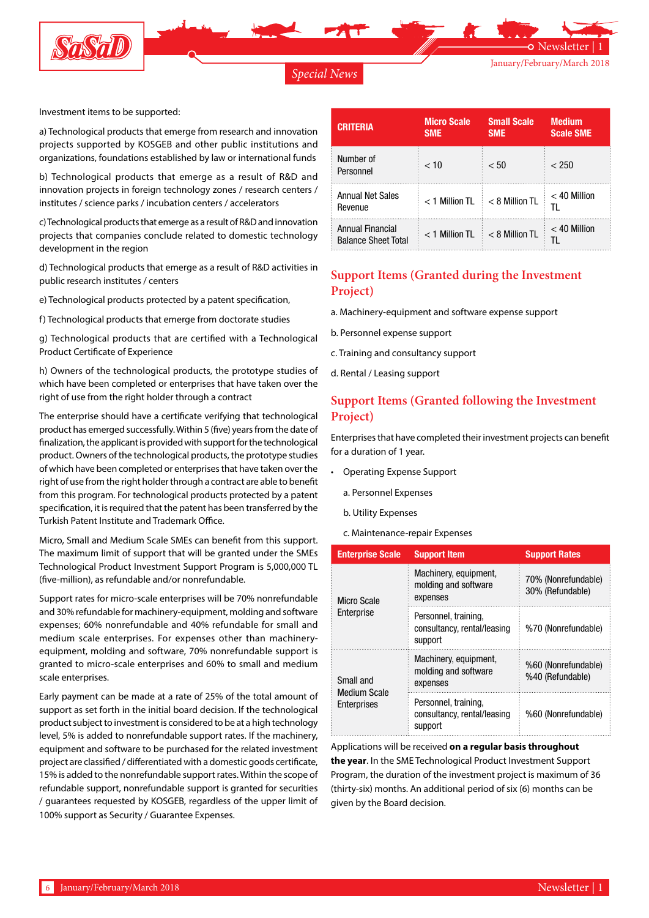Investment items to be supported:

a) Technological products that emerge from research and innovation projects supported by KOSGEB and other public institutions and organizations, foundations established by law or international funds

b) Technological products that emerge as a result of R&D and innovation projects in foreign technology zones / research centers / institutes / science parks / incubation centers / accelerators

c) Technological products that emerge as a result of R&D and innovation projects that companies conclude related to domestic technology development in the region

d) Technological products that emerge as a result of R&D activities in public research institutes / centers

e) Technological products protected by a patent specification,

f) Technological products that emerge from doctorate studies

g) Technological products that are certified with a Technological Product Certificate of Experience

h) Owners of the technological products, the prototype studies of which have been completed or enterprises that have taken over the right of use from the right holder through a contract

The enterprise should have a certificate verifying that technological product has emerged successfully. Within 5 (five) years from the date of finalization, the applicant is provided with support for the technological product. Owners of the technological products, the prototype studies of which have been completed or enterprises that have taken over the right of use from the right holder through a contract are able to benefit from this program. For technological products protected by a patent specification, it is required that the patent has been transferred by the Turkish Patent Institute and Trademark Office.

Micro, Small and Medium Scale SMEs can benefit from this support. The maximum limit of support that will be granted under the SMEs Technological Product Investment Support Program is 5,000,000 TL (five-million), as refundable and/or nonrefundable.

Support rates for micro-scale enterprises will be 70% nonrefundable and 30% refundable for machinery-equipment, molding and software expenses; 60% nonrefundable and 40% refundable for small and medium scale enterprises. For expenses other than machinery-equipment, molding and software, 70% nonrefundable support is granted to micro-scale enterprises and 60% to small and medium scale enterprises.

Early payment can be made at a rate of 25% of the total amount of support as set forth in the initial board decision. If the technological product subject to investment is considered to be at a high technology level, 5% is added to nonrefundable support rates. If the machinery, equipment and software to be purchased for the related investment project are classified / differentiated with a domestic goods certificate, 15% is added to the nonrefundable support rates. Within the scope of refundable support, nonrefundable support is granted for securities / guarantees requested by KOSGEB, regardless of the upper limit of 100% support as Security / Guarantee Expenses.

| CRITERIA | Micro Scale SME | Small Scale SME | Medium Scale SME |
|---|---|---|---|
| Number of Personnel | < 10 | < 50 | < 250 |
| Annual Net Sales Revenue | < 1 Million TL | < 8 Million TL | < 40 Million TL |
| Annual Financial Balance Sheet Total | < 1 Million TL | < 8 Million TL | < 40 Million TL |

## Support Items (Granted during the Investment Project)

a. Machinery-equipment and software expense support

b. Personnel expense support

c. Training and consultancy support

d. Rental / Leasing support

## Support Items (Granted following the Investment Project)

Enterprises that have completed their investment projects can benefit for a duration of 1 year.

- Operating Expense Support

  a. Personnel Expenses

  b. Utility Expenses

  c. Maintenance-repair Expenses

| Enterprise Scale | Support Item | Support Rates |
|---|---|---|
| Micro Scale Enterprise | Machinery, equipment, molding and software expenses | 70% (Nonrefundable) 30% (Refundable) |
| | Personnel, training, consultancy, rental/leasing support | %70 (Nonrefundable) |
| Small and Medium Scale Enterprises | Machinery, equipment, molding and software expenses | %60 (Nonrefundable) %40 (Refundable) |
| | Personnel, training, consultancy, rental/leasing support | %60 (Nonrefundable) |

Applications will be received **on a regular basis throughout the year**. In the SME Technological Product Investment Support Program, the duration of the investment project is maximum of 36 (thirty-six) months. An additional period of six (6) months can be given by the Board decision.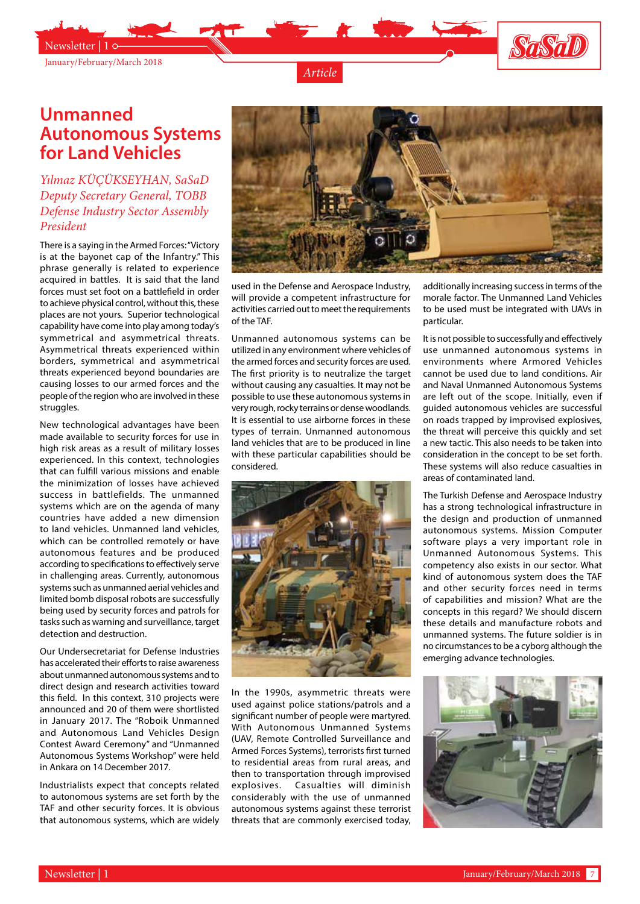# Unmanned Autonomous Systems for Land Vehicles

*Yılmaz KÜÇÜKSEYHAN, SaSaD Deputy Secretary General, TOBB Defense Industry Sector Assembly President*

There is a saying in the Armed Forces: "Victory is at the bayonet cap of the Infantry." This phrase generally is related to experience acquired in battles. It is said that the land forces must set foot on a battlefield in order to achieve physical control, without this, these places are not yours. Superior technological capability have come into play among today's symmetrical and asymmetrical threats. Asymmetrical threats experienced within borders, symmetrical and asymmetrical threats experienced beyond boundaries are causing losses to our armed forces and the people of the region who are involved in these struggles.

New technological advantages have been made available to security forces for use in high risk areas as a result of military losses experienced. In this context, technologies that can fulfill various missions and enable the minimization of losses have achieved success in battlefields. The unmanned systems which are on the agenda of many countries have added a new dimension to land vehicles. Unmanned land vehicles, which can be controlled remotely or have autonomous features and be produced according to specifications to effectively serve in challenging areas. Currently, autonomous systems such as unmanned aerial vehicles and limited bomb disposal robots are successfully being used by security forces and patrols for tasks such as warning and surveillance, target detection and destruction.

Our Undersecretariat for Defense Industries has accelerated their efforts to raise awareness about unmanned autonomous systems and to direct design and research activities toward this field. In this context, 310 projects were announced and 20 of them were shortlisted in January 2017. The "Roboik Unmanned and Autonomous Land Vehicles Design Contest Award Ceremony" and "Unmanned Autonomous Systems Workshop" were held in Ankara on 14 December 2017.

Industrialists expect that concepts related to autonomous systems are set forth by the TAF and other security forces. It is obvious that autonomous systems, which are widely used in the Defense and Aerospace Industry, will provide a competent infrastructure for activities carried out to meet the requirements of the TAF.

Unmanned autonomous systems can be utilized in any environment where vehicles of the armed forces and security forces are used. The first priority is to neutralize the target without causing any casualties. It may not be possible to use these autonomous systems in very rough, rocky terrains or dense woodlands. It is essential to use airborne forces in these types of terrain. Unmanned autonomous land vehicles that are to be produced in line with these particular capabilities should be considered.

In the 1990s, asymmetric threats were used against police stations/patrols and a significant number of people were martyred. With Autonomous Unmanned Systems (UAV, Remote Controlled Surveillance and Armed Forces Systems), terrorists first turned to residential areas from rural areas, and then to transportation through improvised explosives. Casualties will diminish considerably with the use of unmanned autonomous systems against these terrorist threats that are commonly exercised today, additionally increasing success in terms of the morale factor. The Unmanned Land Vehicles to be used must be integrated with UAVs in particular.

It is not possible to successfully and effectively use unmanned autonomous systems in environments where Armored Vehicles cannot be used due to land conditions. Air and Naval Unmanned Autonomous Systems are left out of the scope. Initially, even if guided autonomous vehicles are successful on roads trapped by improvised explosives, the threat will perceive this quickly and set a new tactic. This also needs to be taken into consideration in the concept to be set forth. These systems will also reduce casualties in areas of contaminated land.

The Turkish Defense and Aerospace Industry has a strong technological infrastructure in the design and production of unmanned autonomous systems. Mission Computer software plays a very important role in Unmanned Autonomous Systems. This competency also exists in our sector. What kind of autonomous system does the TAF and other security forces need in terms of capabilities and mission? What are the concepts in this regard? We should discern these details and manufacture robots and unmanned systems. The future soldier is in no circumstances to be a cyborg although the emerging advance technologies.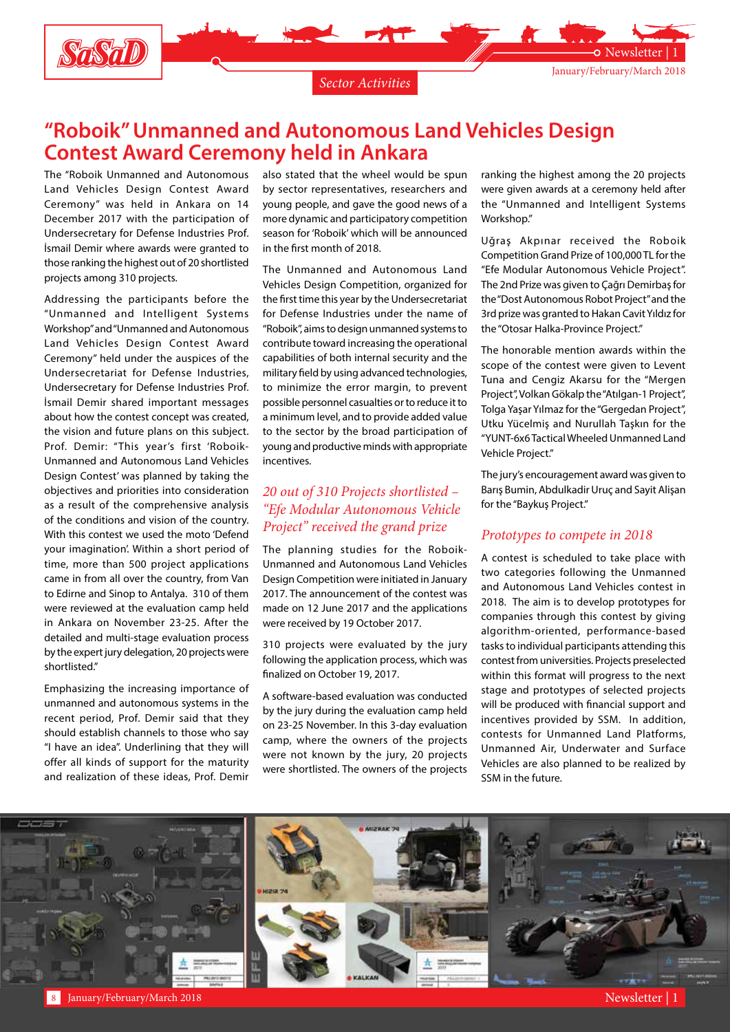# “Roboik” Unmanned and Autonomous Land Vehicles Design Contest Award Ceremony held in Ankara

The “Roboik Unmanned and Autonomous Land Vehicles Design Contest Award Ceremony” was held in Ankara on 14 December 2017 with the participation of Undersecretary for Defense Industries Prof. İsmail Demir where awards were granted to those ranking the highest out of 20 shortlisted projects among 310 projects.

Addressing the participants before the “Unmanned and Intelligent Systems Workshop” and “Unmanned and Autonomous Land Vehicles Design Contest Award Ceremony” held under the auspices of the Undersecretariat for Defense Industries, Undersecretary for Defense Industries Prof. İsmail Demir shared important messages about how the contest concept was created, the vision and future plans on this subject. Prof. Demir: “This year’s first ‘Roboik-Unmanned and Autonomous Land Vehicles Design Contest’ was planned by taking the objectives and priorities into consideration as a result of the comprehensive analysis of the conditions and vision of the country. With this contest we used the moto ‘Defend your imagination’. Within a short period of time, more than 500 project applications came in from all over the country, from Van to Edirne and Sinop to Antalya. 310 of them were reviewed at the evaluation camp held in Ankara on November 23-25. After the detailed and multi-stage evaluation process by the expert jury delegation, 20 projects were shortlisted.”

Emphasizing the increasing importance of unmanned and autonomous systems in the recent period, Prof. Demir said that they should establish channels to those who say “I have an idea”. Underlining that they will offer all kinds of support for the maturity and realization of these ideas, Prof. Demir also stated that the wheel would be spun by sector representatives, researchers and young people, and gave the good news of a more dynamic and participatory competition season for ‘Roboik’ which will be announced in the first month of 2018.

The Unmanned and Autonomous Land Vehicles Design Competition, organized for the first time this year by the Undersecretariat for Defense Industries under the name of “Roboik”, aims to design unmanned systems to contribute toward increasing the operational capabilities of both internal security and the military field by using advanced technologies, to minimize the error margin, to prevent possible personnel casualties or to reduce it to a minimum level, and to provide added value to the sector by the broad participation of young and productive minds with appropriate incentives.

## *20 out of 310 Projects shortlisted – “Efe Modular Autonomous Vehicle Project” received the grand prize*

The planning studies for the Roboik-Unmanned and Autonomous Land Vehicles Design Competition were initiated in January 2017. The announcement of the contest was made on 12 June 2017 and the applications were received by 19 October 2017.

310 projects were evaluated by the jury following the application process, which was finalized on October 19, 2017.

A software-based evaluation was conducted by the jury during the evaluation camp held on 23-25 November. In this 3-day evaluation camp, where the owners of the projects were not known by the jury, 20 projects were shortlisted. The owners of the projects ranking the highest among the 20 projects were given awards at a ceremony held after the “Unmanned and Intelligent Systems Workshop.”

Uğraş Akpınar received the Roboik Competition Grand Prize of 100,000 TL for the “Efe Modular Autonomous Vehicle Project”. The 2nd Prize was given to Çağrı Demirbaş for the “Dost Autonomous Robot Project” and the 3rd prize was granted to Hakan Cavit Yıldız for the “Otosar Halka-Province Project.”

The honorable mention awards within the scope of the contest were given to Levent Tuna and Cengiz Akarsu for the “Mergen Project”, Volkan Gökalp the “Atılgan-1 Project”, Tolga Yaşar Yılmaz for the “Gergedan Project”, Utku Yücelmiş and Nurullah Taşkın for the “YUNT-6x6 Tactical Wheeled Unmanned Land Vehicle Project.”

The jury’s encouragement award was given to Barış Bumin, Abdulkadir Uruç and Sayit Alişan for the “Baykuş Project.”

## *Prototypes to compete in 2018*

A contest is scheduled to take place with two categories following the Unmanned and Autonomous Land Vehicles contest in 2018. The aim is to develop prototypes for companies through this contest by giving algorithm-oriented, performance-based tasks to individual participants attending this contest from universities. Projects preselected within this format will progress to the next stage and prototypes of selected projects will be produced with financial support and incentives provided by SSM. In addition, contests for Unmanned Land Platforms, Unmanned Air, Underwater and Surface Vehicles are also planned to be realized by SSM in the future.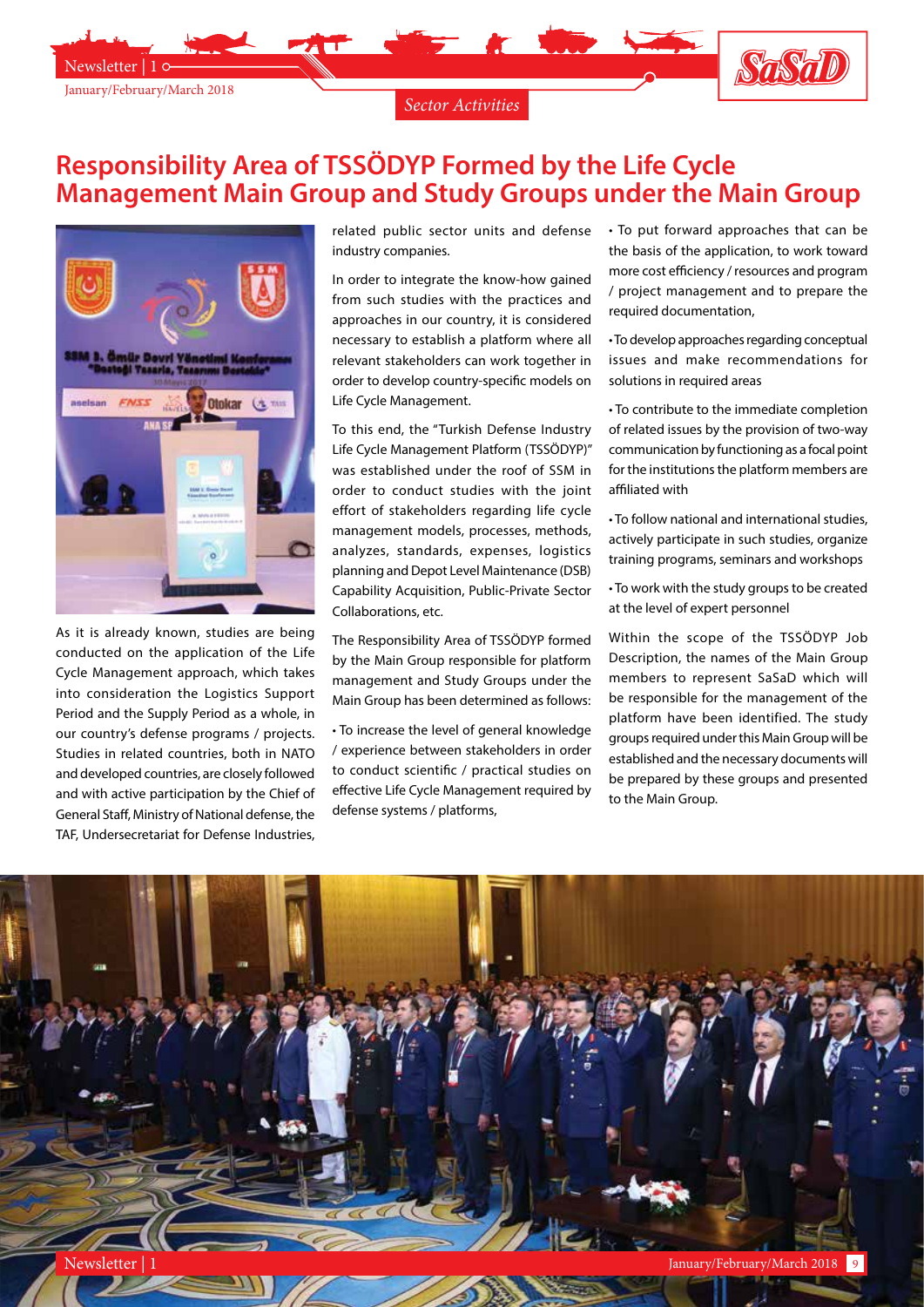# Responsibility Area of TSSÖDYP Formed by the Life Cycle Management Main Group and Study Groups under the Main Group

As it is already known, studies are being conducted on the application of the Life Cycle Management approach, which takes into consideration the Logistics Support Period and the Supply Period as a whole, in our country's defense programs / projects. Studies in related countries, both in NATO and developed countries, are closely followed and with active participation by the Chief of General Staff, Ministry of National defense, the TAF, Undersecretariat for Defense Industries, related public sector units and defense industry companies.

In order to integrate the know-how gained from such studies with the practices and approaches in our country, it is considered necessary to establish a platform where all relevant stakeholders can work together in order to develop country-specific models on Life Cycle Management.

To this end, the "Turkish Defense Industry Life Cycle Management Platform (TSSÖDYP)" was established under the roof of SSM in order to conduct studies with the joint effort of stakeholders regarding life cycle management models, processes, methods, analyzes, standards, expenses, logistics planning and Depot Level Maintenance (DSB) Capability Acquisition, Public-Private Sector Collaborations, etc.

The Responsibility Area of TSSÖDYP formed by the Main Group responsible for platform management and Study Groups under the Main Group has been determined as follows:

- To increase the level of general knowledge / experience between stakeholders in order to conduct scientific / practical studies on effective Life Cycle Management required by defense systems / platforms,
- To put forward approaches that can be the basis of the application, to work toward more cost efficiency / resources and program / project management and to prepare the required documentation,
- To develop approaches regarding conceptual issues and make recommendations for solutions in required areas
- To contribute to the immediate completion of related issues by the provision of two-way communication by functioning as a focal point for the institutions the platform members are affiliated with
- To follow national and international studies, actively participate in such studies, organize training programs, seminars and workshops
- To work with the study groups to be created at the level of expert personnel

Within the scope of the TSSÖDYP Job Description, the names of the Main Group members to represent SaSaD which will be responsible for the management of the platform have been identified. The study groups required under this Main Group will be established and the necessary documents will be prepared by these groups and presented to the Main Group.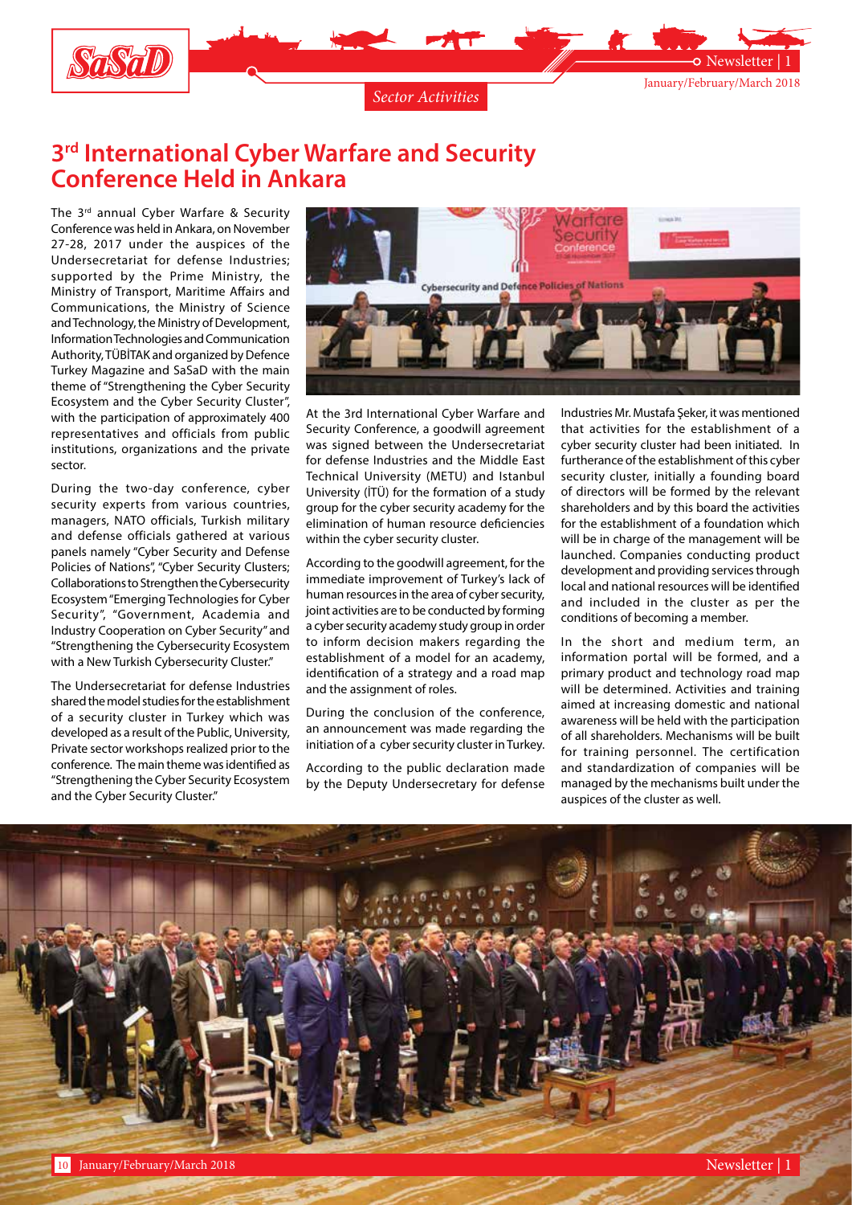# 3rd International Cyber Warfare and Security Conference Held in Ankara

The 3rd annual Cyber Warfare & Security Conference was held in Ankara, on November 27-28, 2017 under the auspices of the Undersecretariat for defense Industries; supported by the Prime Ministry, the Ministry of Transport, Maritime Affairs and Communications, the Ministry of Science and Technology, the Ministry of Development, Information Technologies and Communication Authority, TÜBİTAK and organized by Defence Turkey Magazine and SaSaD with the main theme of "Strengthening the Cyber Security Ecosystem and the Cyber Security Cluster", with the participation of approximately 400 representatives and officials from public institutions, organizations and the private sector.

During the two-day conference, cyber security experts from various countries, managers, NATO officials, Turkish military and defense officials gathered at various panels namely "Cyber Security and Defense Policies of Nations", "Cyber Security Clusters; Collaborations to Strengthen the Cybersecurity Ecosystem "Emerging Technologies for Cyber Security", "Government, Academia and Industry Cooperation on Cyber Security" and "Strengthening the Cybersecurity Ecosystem with a New Turkish Cybersecurity Cluster."

The Undersecretariat for defense Industries shared the model studies for the establishment of a security cluster in Turkey which was developed as a result of the Public, University, Private sector workshops realized prior to the conference. The main theme was identified as "Strengthening the Cyber Security Ecosystem and the Cyber Security Cluster."

At the 3rd International Cyber Warfare and Security Conference, a goodwill agreement was signed between the Undersecretariat for defense Industries and the Middle East Technical University (METU) and Istanbul University (İTÜ) for the formation of a study group for the cyber security academy for the elimination of human resource deficiencies within the cyber security cluster.

According to the goodwill agreement, for the immediate improvement of Turkey's lack of human resources in the area of cyber security, joint activities are to be conducted by forming a cyber security academy study group in order to inform decision makers regarding the establishment of a model for an academy, identification of a strategy and a road map and the assignment of roles.

During the conclusion of the conference, an announcement was made regarding the initiation of a cyber security cluster in Turkey.

According to the public declaration made by the Deputy Undersecretary for defense Industries Mr. Mustafa Şeker, it was mentioned that activities for the establishment of a cyber security cluster had been initiated. In furtherance of the establishment of this cyber security cluster, initially a founding board of directors will be formed by the relevant shareholders and by this board the activities for the establishment of a foundation which will be in charge of the management will be launched. Companies conducting product development and providing services through local and national resources will be identified and included in the cluster as per the conditions of becoming a member.

In the short and medium term, an information portal will be formed, and a primary product and technology road map will be determined. Activities and training aimed at increasing domestic and national awareness will be held with the participation of all shareholders. Mechanisms will be built for training personnel. The certification and standardization of companies will be managed by the mechanisms built under the auspices of the cluster as well.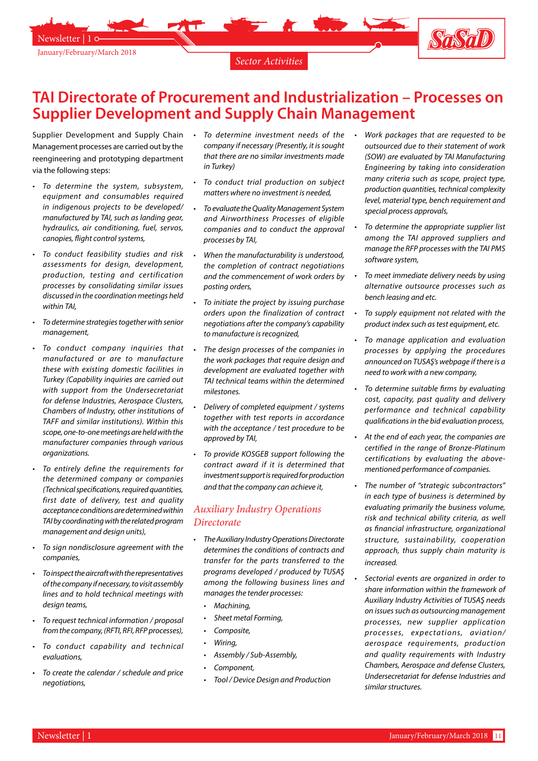# TAI Directorate of Procurement and Industrialization – Processes on Supplier Development and Supply Chain Management

Supplier Development and Supply Chain Management processes are carried out by the reengineering and prototyping department via the following steps:

- *To determine the system, subsystem, equipment and consumables required in indigenous projects to be developed/ manufactured by TAI, such as landing gear, hydraulics, air conditioning, fuel, servos, canopies, flight control systems,*
- *To conduct feasibility studies and risk assessments for design, development, production, testing and certification processes by consolidating similar issues discussed in the coordination meetings held within TAI,*
- *To determine strategies together with senior management,*
- *To conduct company inquiries that manufactured or are to manufacture these with existing domestic facilities in Turkey (Capability inquiries are carried out with support from the Undersecretariat for defense Industries, Aerospace Clusters, Chambers of Industry, other institutions of TAFF and similar institutions). Within this scope, one-to-one meetings are held with the manufacturer companies through various organizations.*
- *To entirely define the requirements for the determined company or companies (Technical specifications, required quantities, first date of delivery, test and quality acceptance conditions are determined within TAI by coordinating with the related program management and design units),*
- *To sign nondisclosure agreement with the companies,*
- *To inspect the aircraft with the representatives of the company if necessary, to visit assembly lines and to hold technical meetings with design teams,*
- *To request technical information / proposal from the company, (RFTI, RFI, RFP processes),*
- *To conduct capability and technical evaluations,*
- *To create the calendar / schedule and price negotiations,*
- *To determine investment needs of the company if necessary (Presently, it is sought that there are no similar investments made in Turkey)*
- *To conduct trial production on subject matters where no investment is needed,*
- *To evaluate the Quality Management System and Airworthiness Processes of eligible companies and to conduct the approval processes by TAI,*
- *When the manufacturability is understood, the completion of contract negotiations and the commencement of work orders by posting orders,*
- *To initiate the project by issuing purchase orders upon the finalization of contract negotiations after the company's capability to manufacture is recognized,*
- *The design processes of the companies in the work packages that require design and development are evaluated together with TAI technical teams within the determined milestones.*
- *Delivery of completed equipment / systems together with test reports in accordance with the acceptance / test procedure to be approved by TAI,*
- *To provide KOSGEB support following the contract award if it is determined that investment support is required for production and that the company can achieve it,*

## *Auxiliary Industry Operations Directorate*

- *The Auxiliary Industry Operations Directorate determines the conditions of contracts and transfer for the parts transferred to the programs developed / produced by TUSAŞ among the following business lines and manages the tender processes:*
  - *Machining,*
  - *Sheet metal Forming,*
  - *Composite,*
  - *Wiring,*
  - *Assembly / Sub-Assembly,*
  - *Component,*
  - *Tool / Device Design and Production*
- *Work packages that are requested to be outsourced due to their statement of work (SOW) are evaluated by TAI Manufacturing Engineering by taking into consideration many criteria such as scope, project type, production quantities, technical complexity level, material type, bench requirement and special process approvals,*
- *To determine the appropriate supplier list among the TAI approved suppliers and manage the RFP processes with the TAI PMS software system,*
- *To meet immediate delivery needs by using alternative outsource processes such as bench leasing and etc.*
- *To supply equipment not related with the product index such as test equipment, etc.*
- *To manage application and evaluation processes by applying the procedures announced on TUSAŞ's webpage if there is a need to work with a new company,*
- *To determine suitable firms by evaluating cost, capacity, past quality and delivery performance and technical capability qualifications in the bid evaluation process,*
- *At the end of each year, the companies are certified in the range of Bronze-Platinum certifications by evaluating the above-mentioned performance of companies.*
- *The number of "strategic subcontractors" in each type of business is determined by evaluating primarily the business volume, risk and technical ability criteria, as well as financial infrastructure, organizational structure, sustainability, cooperation approach, thus supply chain maturity is increased.*
- *Sectorial events are organized in order to share information within the framework of Auxiliary Industry Activities of TUSAŞ needs on issues such as outsourcing management processes, new supplier application processes, expectations, aviation/ aerospace requirements, production and quality requirements with Industry Chambers, Aerospace and defense Clusters, Undersecretariat for defense Industries and similar structures.*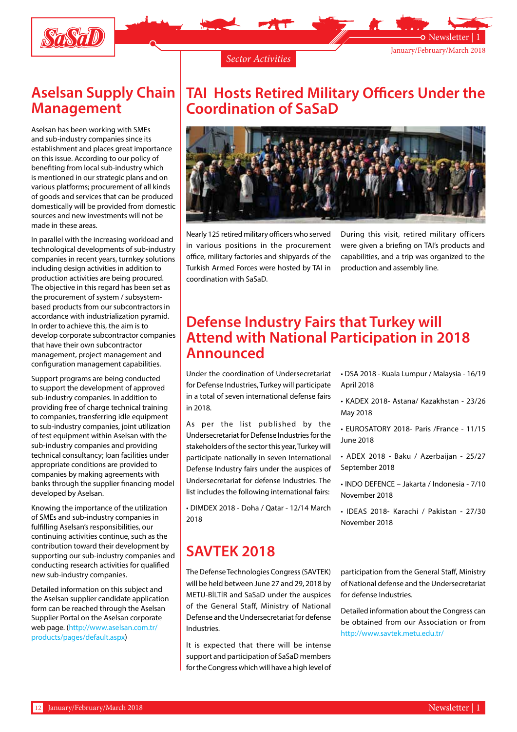*Sector Activities*

## Aselsan Supply Chain Management

Aselsan has been working with SMEs and sub-industry companies since its establishment and places great importance on this issue. According to our policy of benefiting from local sub-industry which is mentioned in our strategic plans and on various platforms; procurement of all kinds of goods and services that can be produced domestically will be provided from domestic sources and new investments will not be made in these areas.

In parallel with the increasing workload and technological developments of sub-industry companies in recent years, turnkey solutions including design activities in addition to production activities are being procured. The objective in this regard has been set as the procurement of system / subsystem-based products from our subcontractors in accordance with industrialization pyramid. In order to achieve this, the aim is to develop corporate subcontractor companies that have their own subcontractor management, project management and configuration management capabilities.

Support programs are being conducted to support the development of approved sub-industry companies. In addition to providing free of charge technical training to companies, transferring idle equipment to sub-industry companies, joint utilization of test equipment within Aselsan with the sub-industry companies and providing technical consultancy; loan facilities under appropriate conditions are provided to companies by making agreements with banks through the supplier financing model developed by Aselsan.

Knowing the importance of the utilization of SMEs and sub-industry companies in fulfilling Aselsan's responsibilities, our continuing activities continue, such as the contribution toward their development by supporting our sub-industry companies and conducting research activities for qualified new sub-industry companies.

Detailed information on this subject and the Aselsan supplier candidate application form can be reached through the Aselsan Supplier Portal on the Aselsan corporate web page. (http://www.aselsan.com.tr/products/pages/default.aspx)

## TAI Hosts Retired Military Officers Under the Coordination of SaSaD

Nearly 125 retired military officers who served in various positions in the procurement office, military factories and shipyards of the Turkish Armed Forces were hosted by TAI in coordination with SaSaD.

During this visit, retired military officers were given a briefing on TAI's products and capabilities, and a trip was organized to the production and assembly line.

## Defense Industry Fairs that Turkey will Attend with National Participation in 2018 Announced

Under the coordination of Undersecretariat for Defense Industries, Turkey will participate in a total of seven international defense fairs in 2018.

As per the list published by the Undersecretariat for Defense Industries for the stakeholders of the sector this year, Turkey will participate nationally in seven International Defense Industry fairs under the auspices of Undersecretariat for defense Industries. The list includes the following international fairs:

- DIMDEX 2018 - Doha / Qatar - 12/14 March 2018
- DSA 2018 - Kuala Lumpur / Malaysia - 16/19 April 2018
- KADEX 2018- Astana/ Kazakhstan - 23/26 May 2018
- EUROSATORY 2018- Paris /France - 11/15 June 2018
- ADEX 2018 - Baku / Azerbaijan - 25/27 September 2018
- INDO DEFENCE – Jakarta / Indonesia - 7/10 November 2018
- IDEAS 2018- Karachi / Pakistan - 27/30 November 2018

## SAVTEK 2018

The Defense Technologies Congress (SAVTEK) will be held between June 27 and 29, 2018 by METU-BİLTİR and SaSaD under the auspices of the General Staff, Ministry of National Defense and the Undersecretariat for defense Industries.

It is expected that there will be intense support and participation of SaSaD members for the Congress which will have a high level of participation from the General Staff, Ministry of National defense and the Undersecretariat for defense Industries.

Detailed information about the Congress can be obtained from our Association or from http://www.savtek.metu.edu.tr/